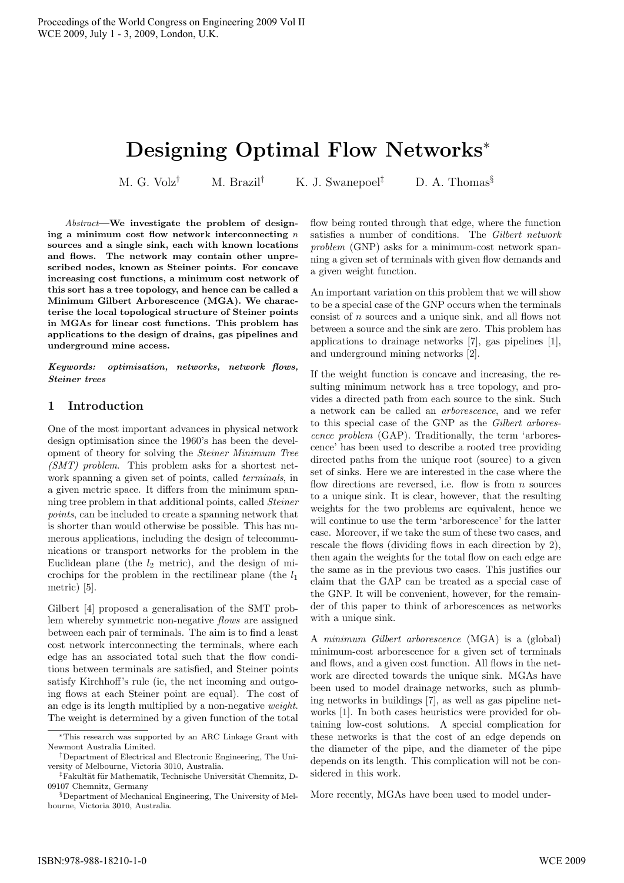# Designing Optimal Flow Networks*

M. G. Volz[†] M. Brazil[†] K. J. Swanepoel[‡] D. A. Thomas[§]

*Abstract*—**We investigate the problem of designing a minimum cost flow network interconnecting $n$ sources and a single sink, each with known locations and flows. The network may contain other unprescribed nodes, known as Steiner points. For concave increasing cost functions, a minimum cost network of this sort has a tree topology, and hence can be called a Minimum Gilbert Arborescence (MGA). We characterise the local topological structure of Steiner points in MGAs for linear cost functions. This problem has applications to the design of drains, gas pipelines and underground mine access.**

***Keywords:*** ***optimisation, networks, network flows, Steiner trees***

## 1 Introduction

One of the most important advances in physical network design optimisation since the 1960's has been the development of theory for solving the *Steiner Minimum Tree (SMT) problem*. This problem asks for a shortest network spanning a given set of points, called *terminals*, in a given metric space. It differs from the minimum spanning tree problem in that additional points, called *Steiner points*, can be included to create a spanning network that is shorter than would otherwise be possible. This has numerous applications, including the design of telecommunications or transport networks for the problem in the Euclidean plane (the $l_2$ metric), and the design of microchips for the problem in the rectilinear plane (the $l_1$ metric) [5].

Gilbert [4] proposed a generalisation of the SMT problem whereby symmetric non-negative *flows* are assigned between each pair of terminals. The aim is to find a least cost network interconnecting the terminals, where each edge has an associated total such that the flow conditions between terminals are satisfied, and Steiner points satisfy Kirchhoff's rule (ie, the net incoming and outgoing flows at each Steiner point are equal). The cost of an edge is its length multiplied by a non-negative *weight*. The weight is determined by a given function of the total flow being routed through that edge, where the function satisfies a number of conditions. The *Gilbert network problem* (GNP) asks for a minimum-cost network spanning a given set of terminals with given flow demands and a given weight function.

An important variation on this problem that we will show to be a special case of the GNP occurs when the terminals consist of $n$ sources and a unique sink, and all flows not between a source and the sink are zero. This problem has applications to drainage networks [7], gas pipelines [1], and underground mining networks [2].

If the weight function is concave and increasing, the resulting minimum network has a tree topology, and provides a directed path from each source to the sink. Such a network can be called an *arborescence*, and we refer to this special case of the GNP as the *Gilbert arborescence problem* (GAP). Traditionally, the term 'arborescence' has been used to describe a rooted tree providing directed paths from the unique root (source) to a given set of sinks. Here we are interested in the case where the flow directions are reversed, i.e. flow is from $n$ sources to a unique sink. It is clear, however, that the resulting weights for the two problems are equivalent, hence we will continue to use the term 'arborescence' for the latter case. Moreover, if we take the sum of these two cases, and rescale the flows (dividing flows in each direction by 2), then again the weights for the total flow on each edge are the same as in the previous two cases. This justifies our claim that the GAP can be treated as a special case of the GNP. It will be convenient, however, for the remainder of this paper to think of arborescences as networks with a unique sink.

A *minimum Gilbert arborescence* (MGA) is a (global) minimum-cost arborescence for a given set of terminals and flows, and a given cost function. All flows in the network are directed towards the unique sink. MGAs have been used to model drainage networks, such as plumbing networks in buildings [7], as well as gas pipeline networks [1]. In both cases heuristics were provided for obtaining low-cost solutions. A special complication for these networks is that the cost of an edge depends on the diameter of the pipe, and the diameter of the pipe depends on its length. This complication will not be considered in this work.

More recently, MGAs have been used to model under-

---

*This research was supported by an ARC Linkage Grant with Newmont Australia Limited.

[†]Department of Electrical and Electronic Engineering, The University of Melbourne, Victoria 3010, Australia.

[‡]Fakultät für Mathematik, Technische Universität Chemnitz, D-09107 Chemnitz, Germany

[§]Department of Mechanical Engineering, The University of Melbourne, Victoria 3010, Australia.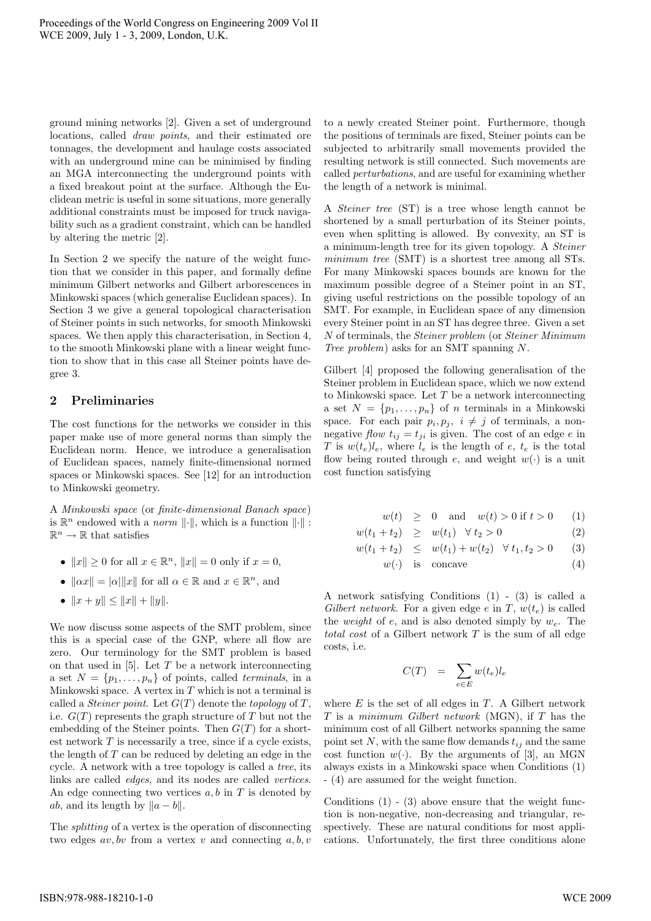ground mining networks [2]. Given a set of underground locations, called *draw points*, and their estimated ore tonnages, the development and haulage costs associated with an underground mine can be minimised by finding an MGA interconnecting the underground points with a fixed breakout point at the surface. Although the Euclidean metric is useful in some situations, more generally additional constraints must be imposed for truck navigability such as a gradient constraint, which can be handled by altering the metric [2].

In Section 2 we specify the nature of the weight function that we consider in this paper, and formally define minimum Gilbert networks and Gilbert arborescences in Minkowski spaces (which generalise Euclidean spaces). In Section 3 we give a general topological characterisation of Steiner points in such networks, for smooth Minkowski spaces. We then apply this characterisation, in Section 4, to the smooth Minkowski plane with a linear weight function to show that in this case all Steiner points have degree 3.

## 2 Preliminaries

The cost functions for the networks we consider in this paper make use of more general norms than simply the Euclidean norm. Hence, we introduce a generalisation of Euclidean spaces, namely finite-dimensional normed spaces or Minkowski spaces. See [12] for an introduction to Minkowski geometry.

A *Minkowski space* (or *finite-dimensional Banach space*) is $\mathbb{R}^n$ endowed with a *norm* $\|\cdot\|$, which is a function $\|\cdot\| : \mathbb{R}^n \to \mathbb{R}$ that satisfies

- $\|x\| \geq 0$ for all $x \in \mathbb{R}^n$, $\|x\| = 0$ only if $x = 0$,
- $\|\alpha x\| = |\alpha|\|x\|$ for all $\alpha \in \mathbb{R}$ and $x \in \mathbb{R}^n$, and
- $\|x + y\| \leq \|x\| + \|y\|$.

We now discuss some aspects of the SMT problem, since this is a special case of the GNP, where all flow are zero. Our terminology for the SMT problem is based on that used in [5]. Let $T$ be a network interconnecting a set $N = \{p_1, \ldots, p_n\}$ of points, called *terminals*, in a Minkowski space. A vertex in $T$ which is not a terminal is called a *Steiner point*. Let $G(T)$ denote the *topology* of $T$, i.e. $G(T)$ represents the graph structure of $T$ but not the embedding of the Steiner points. Then $G(T)$ for a shortest network $T$ is necessarily a tree, since if a cycle exists, the length of $T$ can be reduced by deleting an edge in the cycle. A network with a tree topology is called a *tree*, its links are called *edges*, and its nodes are called *vertices*. An edge connecting two vertices $a, b$ in $T$ is denoted by $ab$, and its length by $\|a - b\|$.

The *splitting* of a vertex is the operation of disconnecting two edges $av, bv$ from a vertex $v$ and connecting $a, b, v$ to a newly created Steiner point. Furthermore, though the positions of terminals are fixed, Steiner points can be subjected to arbitrarily small movements provided the resulting network is still connected. Such movements are called *perturbations*, and are useful for examining whether the length of a network is minimal.

A *Steiner tree* (ST) is a tree whose length cannot be shortened by a small perturbation of its Steiner points, even when splitting is allowed. By convexity, an ST is a minimum-length tree for its given topology. A *Steiner minimum tree* (SMT) is a shortest tree among all STs. For many Minkowski spaces bounds are known for the maximum possible degree of a Steiner point in an ST, giving useful restrictions on the possible topology of an SMT. For example, in Euclidean space of any dimension every Steiner point in an ST has degree three. Given a set $N$ of terminals, the *Steiner problem* (or *Steiner Minimum Tree problem*) asks for an SMT spanning $N$.

Gilbert [4] proposed the following generalisation of the Steiner problem in Euclidean space, which we now extend to Minkowski space. Let $T$ be a network interconnecting a set $N = \{p_1, \ldots, p_n\}$ of $n$ terminals in a Minkowski space. For each pair $p_i, p_j$, $i \neq j$ of terminals, a non-negative *flow* $t_{ij} = t_{ji}$ is given. The cost of an edge $e$ in $T$ is $w(t_e)l_e$, where $l_e$ is the length of $e$, $t_e$ is the total flow being routed through $e$, and weight $w(\cdot)$ is a unit cost function satisfying

$$
\begin{aligned}
w(t) &\geq 0 \quad \text{and} \quad w(t) > 0 \text{ if } t > 0 && (1)\\
w(t_1 + t_2) &\geq w(t_1) \quad \forall\, t_2 > 0 && (2)\\
w(t_1 + t_2) &\leq w(t_1) + w(t_2) \quad \forall\, t_1, t_2 > 0 && (3)\\
w(\cdot) &\quad \text{is} \quad \text{concave} && (4)
\end{aligned}
$$

A network satisfying Conditions (1) - (3) is called a *Gilbert network*. For a given edge $e$ in $T$, $w(t_e)$ is called the *weight* of $e$, and is also denoted simply by $w_e$. The *total cost* of a Gilbert network $T$ is the sum of all edge costs, i.e.

$$
C(T) \quad = \quad \sum_{e \in E} w(t_e) l_e
$$

where $E$ is the set of all edges in $T$. A Gilbert network $T$ is a *minimum Gilbert network* (MGN), if $T$ has the minimum cost of all Gilbert networks spanning the same point set $N$, with the same flow demands $t_{ij}$ and the same cost function $w(\cdot)$. By the arguments of [3], an MGN always exists in a Minkowski space when Conditions (1) - (4) are assumed for the weight function.

Conditions (1) - (3) above ensure that the weight function is non-negative, non-decreasing and triangular, respectively. These are natural conditions for most applications. Unfortunately, the first three conditions alone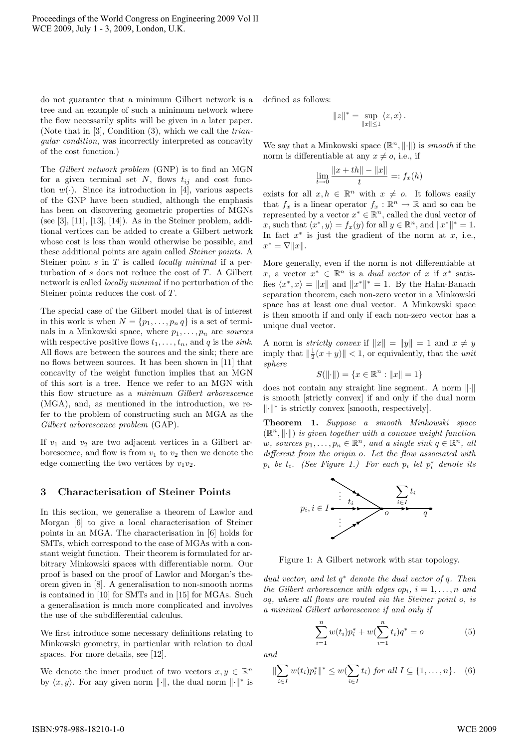do not guarantee that a minimum Gilbert network is a tree and an example of such a minimum network where the flow necessarily splits will be given in a later paper. (Note that in [3], Condition (3), which we call the *triangular condition*, was incorrectly interpreted as concavity of the cost function.)

The *Gilbert network problem* (GNP) is to find an MGN for a given terminal set $N$, flows $t_{ij}$ and cost function $w(\cdot)$. Since its introduction in [4], various aspects of the GNP have been studied, although the emphasis has been on discovering geometric properties of MGNs (see [3], [11], [13], [14]). As in the Steiner problem, additional vertices can be added to create a Gilbert network whose cost is less than would otherwise be possible, and these additional points are again called *Steiner points*. A Steiner point $s$ in $T$ is called *locally minimal* if a perturbation of $s$ does not reduce the cost of $T$. A Gilbert network is called *locally minimal* if no perturbation of the Steiner points reduces the cost of $T$.

The special case of the Gilbert model that is of interest in this work is when $N = \{p_1, \dots, p_n\, q\}$ is a set of terminals in a Minkowski space, where $p_1, \dots, p_n$ are *sources* with respective positive flows $t_1, \dots, t_n$, and $q$ is the *sink*. All flows are between the sources and the sink; there are no flows between sources. It has been shown in [11] that concavity of the weight function implies that an MGN of this sort is a tree. Hence we refer to an MGN with this flow structure as a *minimum Gilbert arborescence* (MGA), and, as mentioned in the introduction, we refer to the problem of constructing such an MGA as the *Gilbert arborescence problem* (GAP).

If $v_1$ and $v_2$ are two adjacent vertices in a Gilbert arborescence, and flow is from $v_1$ to $v_2$ then we denote the edge connecting the two vertices by $v_1v_2$.

## 3 Characterisation of Steiner Points

In this section, we generalise a theorem of Lawlor and Morgan [6] to give a local characterisation of Steiner points in an MGA. The characterisation in [6] holds for SMTs, which correspond to the case of MGAs with a constant weight function. Their theorem is formulated for arbitrary Minkowski spaces with differentiable norm. Our proof is based on the proof of Lawlor and Morgan's theorem given in [8]. A generalisation to non-smooth norms is contained in [10] for SMTs and in [15] for MGAs. Such a generalisation is much more complicated and involves the use of the subdifferential calculus.

We first introduce some necessary definitions relating to Minkowski geometry, in particular with relation to dual spaces. For more details, see [12].

We denote the inner product of two vectors $x, y \in \mathbb{R}^n$ by $\langle x, y\rangle$. For any given norm $\|\cdot\|$, the dual norm $\|\cdot\|^*$ is defined as follows:

$$\|z\|^* = \sup_{\|x\| \le 1} \langle z, x\rangle .$$

We say that a Minkowski space $(\mathbb{R}^n, \|\cdot\|)$ is *smooth* if the norm is differentiable at any $x \neq o$, i.e., if

$$\lim_{t\to 0} \frac{\|x + th\| - \|x\|}{t} =: f_x(h)$$

exists for all $x, h \in \mathbb{R}^n$ with $x \neq o$. It follows easily that $f_x$ is a linear operator $f_x : \mathbb{R}^n \to \mathbb{R}$ and so can be represented by a vector $x^* \in \mathbb{R}^n$, called the dual vector of $x$, such that $\langle x^*, y\rangle = f_x(y)$ for all $y \in \mathbb{R}^n$, and $\|x^*\|^* = 1$. In fact $x^*$ is just the gradient of the norm at $x$, i.e., $x^* = \nabla\|x\|$.

More generally, even if the norm is not differentiable at $x$, a vector $x^* \in \mathbb{R}^n$ is a *dual vector* of $x$ if $x^*$ satisfies $\langle x^*, x\rangle = \|x\|$ and $\|x^*\|^* = 1$. By the Hahn-Banach separation theorem, each non-zero vector in a Minkowski space has at least one dual vector. A Minkowski space is then smooth if and only if each non-zero vector has a unique dual vector.

A norm is *strictly convex* if $\|x\| = \|y\| = 1$ and $x \neq y$ imply that $\|\frac{1}{2}(x + y)\| < 1$, or equivalently, that the *unit sphere*

$$S(\|\cdot\|) = \{x \in \mathbb{R}^n : \|x\| = 1\}$$

does not contain any straight line segment. A norm $\|\cdot\|$ is smooth [strictly convex] if and only if the dual norm $\|\cdot\|^*$ is strictly convex [smooth, respectively].

**Theorem 1.** *Suppose a smooth Minkowski space $(\mathbb{R}^n, \|\cdot\|)$ is given together with a concave weight function $w$, sources $p_1, \dots, p_n \in \mathbb{R}^n$, and a single sink $q \in \mathbb{R}^n$, all different from the origin $o$. Let the flow associated with $p_i$ be $t_i$. (See Figure 1.) For each $p_i$ let $p_i^*$ denote its dual vector, and let $q^*$ denote the dual vector of $q$. Then the Gilbert arborescence with edges $op_i$, $i = 1, \dots, n$ and $oq$, where all flows are routed via the Steiner point $o$, is a minimal Gilbert arborescence if and only if*

$$\sum_{i=1}^{n} w(t_i)p_i^* + w(\sum_{i=1}^{n} t_i)q^* = o \qquad (5)$$

*and*

$$\|\sum_{i\in I} w(t_i)p_i^*\|^* \le w(\sum_{i\in I} t_i) \text{ for all } I \subseteq \{1, \dots, n\}. \qquad (6)$$

Figure 1: A Gilbert network with star topology.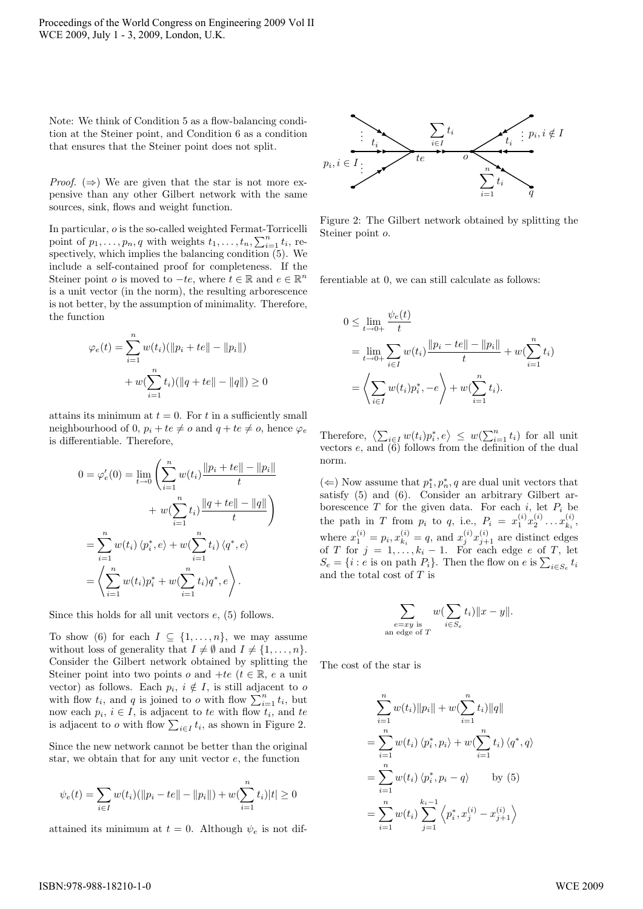Note: We think of Condition 5 as a flow-balancing condition at the Steiner point, and Condition 6 as a condition that ensures that the Steiner point does not split.

*Proof.* (⇒) We are given that the star is not more expensive than any other Gilbert network with the same sources, sink, flows and weight function.

In particular, $o$ is the so-called weighted Fermat-Torricelli point of $p_1, \dots, p_n, q$ with weights $t_1, \dots, t_n, \sum_{i=1}^n t_i$, respectively, which implies the balancing condition (5). We include a self-contained proof for completeness. If the Steiner point $o$ is moved to $-te$, where $t \in \mathbb{R}$ and $e \in \mathbb{R}^n$ is a unit vector (in the norm), the resulting arborescence is not better, by the assumption of minimality. Therefore, the function

$$\varphi_e(t) = \sum_{i=1}^n w(t_i)(\|p_i + te\| - \|p_i\|) + w(\sum_{i=1}^n t_i)(\|q + te\| - \|q\|) \geq 0$$

attains its minimum at $t = 0$. For $t$ in a sufficiently small neighbourhood of 0, $p_i + te \neq o$ and $q + te \neq o$, hence $\varphi_e$ is differentiable. Therefore,

$$\begin{aligned}
0 = \varphi_e'(0) &= \lim_{t \to 0} \left( \sum_{i=1}^n w(t_i) \frac{\|p_i + te\| - \|p_i\|}{t} + w(\sum_{i=1}^n t_i) \frac{\|q + te\| - \|q\|}{t} \right) \\
&= \sum_{i=1}^n w(t_i) \langle p_i^*, e \rangle + w(\sum_{i=1}^n t_i) \langle q^*, e \rangle \\
&= \left\langle \sum_{i=1}^n w(t_i) p_i^* + w(\sum_{i=1}^n t_i) q^*, e \right\rangle.
\end{aligned}$$

Since this holds for all unit vectors $e$, (5) follows.

To show (6) for each $I \subseteq \{1, \dots, n\}$, we may assume without loss of generality that $I \neq \emptyset$ and $I \neq \{1, \dots, n\}$. Consider the Gilbert network obtained by splitting the Steiner point into two points $o$ and $+te$ ($t \in \mathbb{R}$, $e$ a unit vector) as follows. Each $p_i$, $i \notin I$, is still adjacent to $o$ with flow $t_i$, and $q$ is joined to $o$ with flow $\sum_{i=1}^n t_i$, but now each $p_i$, $i \in I$, is adjacent to $te$ with flow $t_i$, and $te$ is adjacent to $o$ with flow $\sum_{i \in I} t_i$, as shown in Figure 2.

Figure 2: The Gilbert network obtained by splitting the Steiner point $o$.

Since the new network cannot be better than the original star, we obtain that for any unit vector $e$, the function

$$\psi_e(t) = \sum_{i \in I} w(t_i)(\|p_i - te\| - \|p_i\|) + w(\sum_{i=1}^n t_i)|t| \geq 0$$

attained its minimum at $t = 0$. Although $\psi_e$ is not differentiable at 0, we can still calculate as follows:

$$\begin{aligned}
0 &\leq \lim_{t \to 0+} \frac{\psi_e(t)}{t} \\
&= \lim_{t \to 0+} \sum_{i \in I} w(t_i) \frac{\|p_i - te\| - \|p_i\|}{t} + w(\sum_{i=1}^n t_i) \\
&= \left\langle \sum_{i \in I} w(t_i) p_i^*, -e \right\rangle + w(\sum_{i=1}^n t_i).
\end{aligned}$$

Therefore, $\left\langle \sum_{i \in I} w(t_i) p_i^*, e \right\rangle \leq w(\sum_{i=1}^n t_i)$ for all unit vectors $e$, and (6) follows from the definition of the dual norm.

(⇐) Now assume that $p_1^*, p_n^*, q$ are dual unit vectors that satisfy (5) and (6). Consider an arbitrary Gilbert arborescence $T$ for the given data. For each $i$, let $P_i$ be the path in $T$ from $p_i$ to $q$, i.e., $P_i = x_1^{(i)} x_2^{(i)} \dots x_{k_i}^{(i)}$, where $x_1^{(i)} = p_i, x_{k_i}^{(i)} = q$, and $x_j^{(i)} x_{j+1}^{(i)}$ are distinct edges of $T$ for $j = 1, \dots, k_i - 1$. For each edge $e$ of $T$, let $S_e = \{i : e \text{ is on path } P_i\}$. Then the flow on $e$ is $\sum_{i \in S_e} t_i$ and the total cost of $T$ is

$$\sum_{\substack{e = xy \text{ is} \\ \text{an edge of } T}} w(\sum_{i \in S_e} t_i) \|x - y\|.$$

The cost of the star is

$$\begin{aligned}
&\sum_{i=1}^n w(t_i) \|p_i\| + w(\sum_{i=1}^n t_i) \|q\| \\
&= \sum_{i=1}^n w(t_i) \langle p_i^*, p_i \rangle + w(\sum_{i=1}^n t_i) \langle q^*, q \rangle \\
&= \sum_{i=1}^n w(t_i) \langle p_i^*, p_i - q \rangle \qquad \text{by (5)} \\
&= \sum_{i=1}^n w(t_i) \sum_{j=1}^{k_i - 1} \left\langle p_i^*, x_j^{(i)} - x_{j+1}^{(i)} \right\rangle
\end{aligned}$$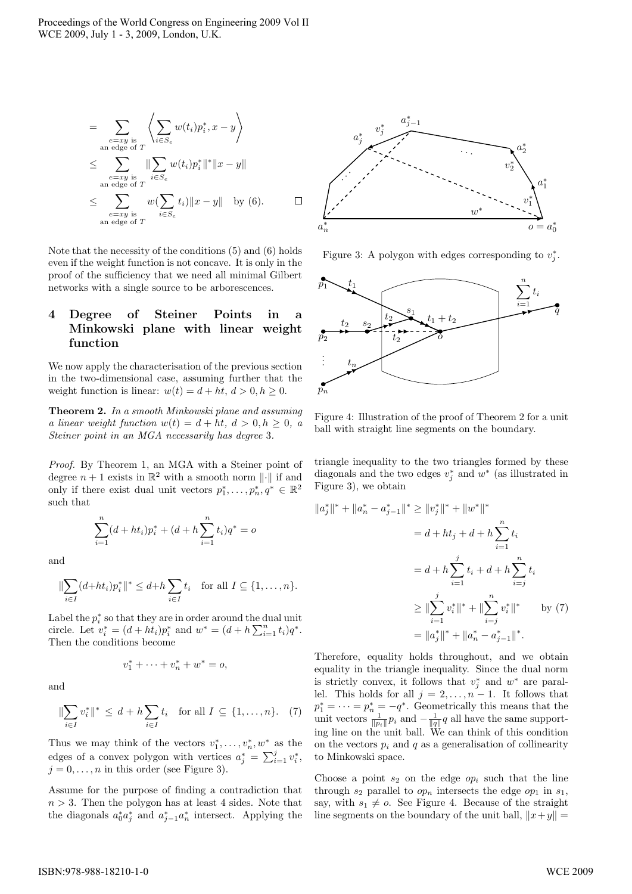$$
\begin{aligned}
&= \sum_{\substack{e=xy \text{ is} \\ \text{an edge of } T}} \left\langle \sum_{i \in S_e} w(t_i) p_i^*, x - y \right\rangle \\
&\leq \sum_{\substack{e=xy \text{ is} \\ \text{an edge of } T}} \|\sum_{i \in S_e} w(t_i) p_i^*\|^* \|x - y\| \\
&\leq \sum_{\substack{e=xy \text{ is} \\ \text{an edge of } T}} w(\sum_{i \in S_e} t_i) \|x - y\| \quad \text{by (6).} \qquad \square
\end{aligned}
$$

Note that the necessity of the conditions (5) and (6) holds even if the weight function is not concave. It is only in the proof of the sufficiency that we need all minimal Gilbert networks with a single source to be arborescences.

## 4 Degree of Steiner Points in a Minkowski plane with linear weight function

We now apply the characterisation of the previous section in the two-dimensional case, assuming further that the weight function is linear: $w(t) = d + ht$, $d > 0, h \geq 0$.

**Theorem 2.** *In a smooth Minkowski plane and assuming a linear weight function $w(t) = d + ht$, $d > 0, h \geq 0$, a Steiner point in an MGA necessarily has degree* 3.

*Proof.* By Theorem 1, an MGA with a Steiner point of degree $n+1$ exists in $\mathbb{R}^2$ with a smooth norm $\|\cdot\|$ if and only if there exist dual unit vectors $p_1^*, \dots, p_n^*, q^* \in \mathbb{R}^2$ such that

$$
\sum_{i=1}^{n} (d + ht_i) p_i^* + (d + h \sum_{i=1}^{n} t_i) q^* = o
$$

and

$$
\|\sum_{i \in I} (d+ht_i) p_i^*\|^* \leq d+h \sum_{i \in I} t_i \quad \text{for all } I \subseteq \{1, \dots, n\}.
$$

Label the $p_i^*$ so that they are in order around the dual unit circle. Let $v_i^* = (d + ht_i) p_i^*$ and $w^* = (d + h \sum_{i=1}^{n} t_i) q^*$. Then the conditions become

$$
v_1^* + \dots + v_n^* + w^* = o,
$$

and

$$
\|\sum_{i \in I} v_i^*\|^* \leq d + h \sum_{i \in I} t_i \quad \text{for all } I \subseteq \{1, \dots, n\}. \quad (7)
$$

Thus we may think of the vectors $v_1^*, \dots, v_n^*, w^*$ as the edges of a convex polygon with vertices $a_j^* = \sum_{i=1}^{j} v_i^*$, $j = 0, \dots, n$ in this order (see Figure 3).

Assume for the purpose of finding a contradiction that $n > 3$. Then the polygon has at least 4 sides. Note that the diagonals $a_0^* a_j^*$ and $a_{j-1}^* a_n^*$ intersect. Applying the triangle inequality to the two triangles formed by these diagonals and the two edges $v_j^*$ and $w^*$ (as illustrated in Figure 3), we obtain

$$
\begin{aligned}
\|a_j^*\|^* + \|a_n^* - a_{j-1}^*\|^* &\geq \|v_j^*\|^* + \|w^*\|^* \\
&= d + ht_j + d + h \sum_{i=1}^{n} t_i \\
&= d + h \sum_{i=1}^{j} t_i + d + h \sum_{i=j}^{n} t_i \\
&\geq \|\sum_{i=1}^{j} v_i^*\|^* + \|\sum_{i=j}^{n} v_i^*\|^* \qquad \text{by (7)} \\
&= \|a_j^*\|^* + \|a_n^* - a_{j-1}^*\|^*.
\end{aligned}
$$

Therefore, equality holds throughout, and we obtain equality in the triangle inequality. Since the dual norm is strictly convex, it follows that $v_j^*$ and $w^*$ are parallel. This holds for all $j = 2, \dots, n-1$. It follows that $p_1^* = \dots = p_n^* = -q^*$. Geometrically this means that the unit vectors $\frac{1}{\|p_i\|} p_i$ and $-\frac{1}{\|q\|} q$ all have the same supporting line on the unit ball. We can think of this condition on the vectors $p_i$ and $q$ as a generalisation of collinearity to Minkowski space.

Choose a point $s_2$ on the edge $op_i$ such that the line through $s_2$ parallel to $op_n$ intersects the edge $op_1$ in $s_1$, say, with $s_1 \neq o$. See Figure 4. Because of the straight line segments on the boundary of the unit ball, $\|x+y\| =$

Figure 3: A polygon with edges corresponding to $v_j^*$.

Figure 4: Illustration of the proof of Theorem 2 for a unit ball with straight line segments on the boundary.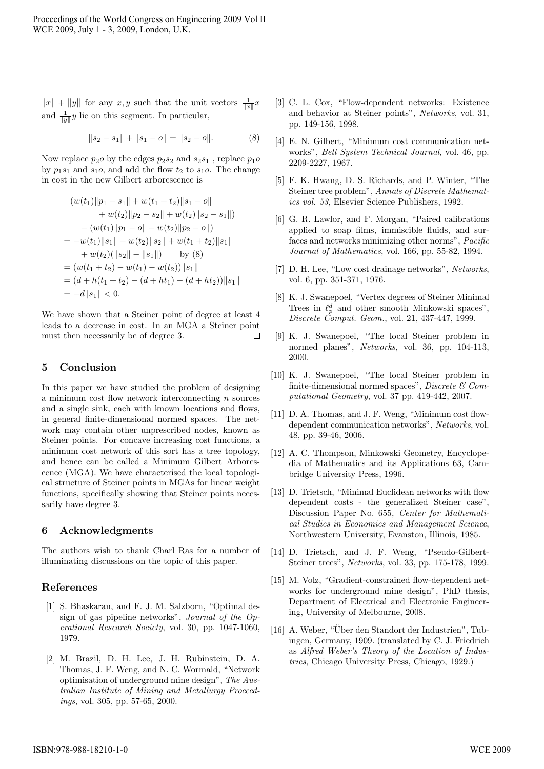$\|x\| + \|y\|$ for any $x, y$ such that the unit vectors $\frac{1}{\|x\|}x$ and $\frac{1}{\|y\|}y$ lie on this segment. In particular,

$$\|s_2 - s_1\| + \|s_1 - o\| = \|s_2 - o\|. \tag{8}$$

Now replace $p_2o$ by the edges $p_2s_2$ and $s_2s_1$ , replace $p_1o$ by $p_1s_1$ and $s_1o$, and add the flow $t_2$ to $s_1o$. The change in cost in the new Gilbert arborescence is

$$\begin{aligned}
&(w(t_1)\|p_1 - s_1\| + w(t_1 + t_2)\|s_1 - o\| \\
&\qquad + w(t_2)\|p_2 - s_2\| + w(t_2)\|s_2 - s_1\|) \\
&\quad - (w(t_1)\|p_1 - o\| - w(t_2)\|p_2 - o\|) \\
&= -w(t_1)\|s_1\| - w(t_2)\|s_2\| + w(t_1 + t_2)\|s_1\| \\
&\quad + w(t_2)(\|s_2\| - \|s_1\|) \qquad \text{by (8)} \\
&= (w(t_1 + t_2) - w(t_1) - w(t_2))\|s_1\| \\
&= (d + h(t_1 + t_2) - (d + ht_1) - (d + ht_2))\|s_1\| \\
&= -d\|s_1\| < 0.
\end{aligned}$$

We have shown that a Steiner point of degree at least 4 leads to a decrease in cost. In an MGA a Steiner point must then necessarily be of degree 3. $\square$

## 5 Conclusion

In this paper we have studied the problem of designing a minimum cost flow network interconnecting $n$ sources and a single sink, each with known locations and flows, in general finite-dimensional normed spaces. The network may contain other unprescribed nodes, known as Steiner points. For concave increasing cost functions, a minimum cost network of this sort has a tree topology, and hence can be called a Minimum Gilbert Arborescence (MGA). We have characterised the local topological structure of Steiner points in MGAs for linear weight functions, specifically showing that Steiner points necessarily have degree 3.

## 6 Acknowledgments

The authors wish to thank Charl Ras for a number of illuminating discussions on the topic of this paper.

## References

[1] S. Bhaskaran, and F. J. M. Salzborn, "Optimal design of gas pipeline networks", *Journal of the Operational Research Society*, vol. 30, pp. 1047-1060, 1979.

[2] M. Brazil, D. H. Lee, J. H. Rubinstein, D. A. Thomas, J. F. Weng, and N. C. Wormald, "Network optimisation of underground mine design", *The Australian Institute of Mining and Metallurgy Proceedings*, vol. 305, pp. 57-65, 2000.

[3] C. L. Cox, "Flow-dependent networks: Existence and behavior at Steiner points", *Networks*, vol. 31, pp. 149-156, 1998.

[4] E. N. Gilbert, "Minimum cost communication networks", *Bell System Technical Journal*, vol. 46, pp. 2209-2227, 1967.

[5] F. K. Hwang, D. S. Richards, and P. Winter, "The Steiner tree problem", *Annals of Discrete Mathematics vol. 53*, Elsevier Science Publishers, 1992.

[6] G. R. Lawlor, and F. Morgan, "Paired calibrations applied to soap films, immiscible fluids, and surfaces and networks minimizing other norms", *Pacific Journal of Mathematics*, vol. 166, pp. 55-82, 1994.

[7] D. H. Lee, "Low cost drainage networks", *Networks*, vol. 6, pp. 351-371, 1976.

[8] K. J. Swanepoel, "Vertex degrees of Steiner Minimal Trees in $\ell_p^d$ and other smooth Minkowski spaces", *Discrete Comput. Geom.*, vol. 21, 437-447, 1999.

[9] K. J. Swanepoel, "The local Steiner problem in normed planes", *Networks*, vol. 36, pp. 104-113, 2000.

[10] K. J. Swanepoel, "The local Steiner problem in finite-dimensional normed spaces", *Discrete & Computational Geometry*, vol. 37 pp. 419-442, 2007.

[11] D. A. Thomas, and J. F. Weng, "Minimum cost flow-dependent communication networks", *Networks*, vol. 48, pp. 39-46, 2006.

[12] A. C. Thompson, Minkowski Geometry, Encyclopedia of Mathematics and its Applications 63, Cambridge University Press, 1996.

[13] D. Trietsch, "Minimal Euclidean networks with flow dependent costs - the generalized Steiner case", Discussion Paper No. 655, *Center for Mathematical Studies in Economics and Management Science*, Northwestern University, Evanston, Illinois, 1985.

[14] D. Trietsch, and J. F. Weng, "Pseudo-Gilbert-Steiner trees", *Networks*, vol. 33, pp. 175-178, 1999.

[15] M. Volz, "Gradient-constrained flow-dependent networks for underground mine design", PhD thesis, Department of Electrical and Electronic Engineering, University of Melbourne, 2008.

[16] A. Weber, "Über den Standort der Industrien", Tubingen, Germany, 1909. (translated by C. J. Friedrich as *Alfred Weber's Theory of the Location of Industries*, Chicago University Press, Chicago, 1929.)